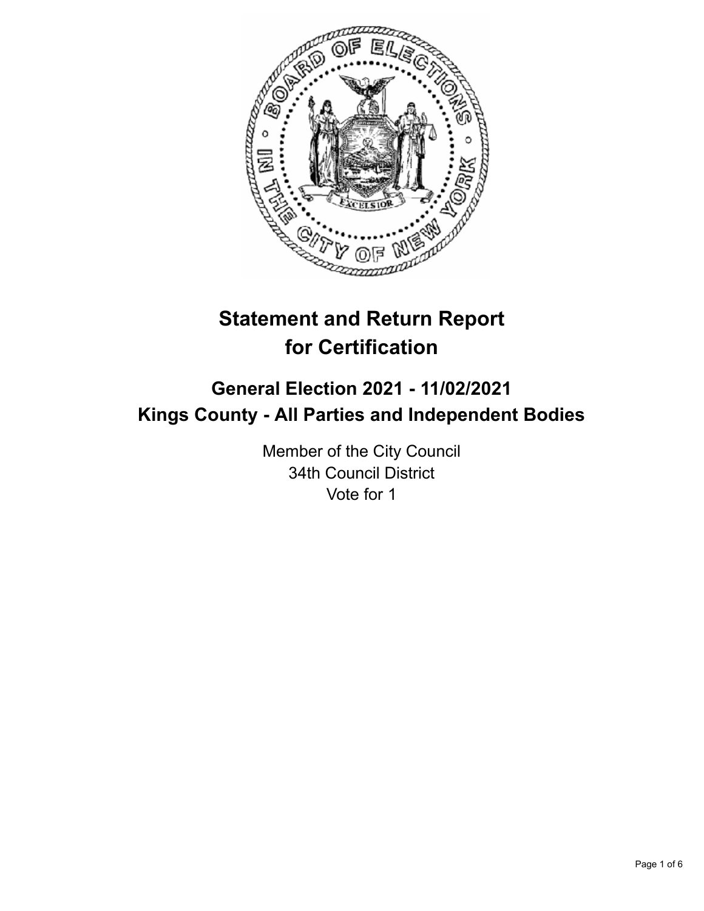# Statement and Return Report for Certification

## General Election 2021 - 11/02/2021
## Kings County - All Parties and Independent Bodies

Member of the City Council
34th Council District
Vote for 1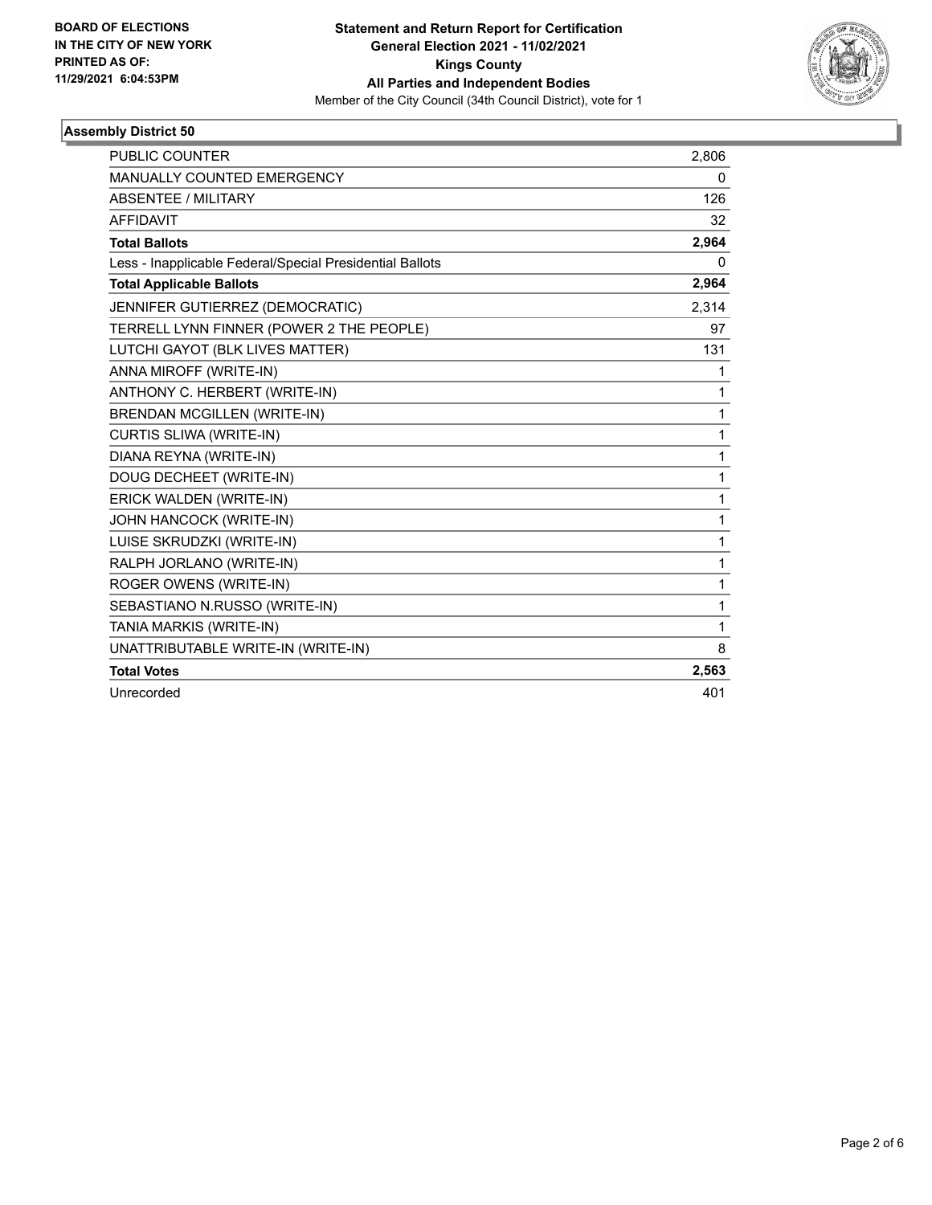**BOARD OF ELECTIONS IN THE CITY OF NEW YORK PRINTED AS OF: 11/29/2021 6:04:53PM**

**Statement and Return Report for Certification General Election 2021 - 11/02/2021 Kings County All Parties and Independent Bodies**

Member of the City Council (34th Council District), vote for 1

## Assembly District 50

| | |
|---|---|
| PUBLIC COUNTER | 2,806 |
| MANUALLY COUNTED EMERGENCY | 0 |
| ABSENTEE / MILITARY | 126 |
| AFFIDAVIT | 32 |
| **Total Ballots** | **2,964** |
| Less - Inapplicable Federal/Special Presidential Ballots | 0 |
| **Total Applicable Ballots** | **2,964** |
| JENNIFER GUTIERREZ (DEMOCRATIC) | 2,314 |
| TERRELL LYNN FINNER (POWER 2 THE PEOPLE) | 97 |
| LUTCHI GAYOT (BLK LIVES MATTER) | 131 |
| ANNA MIROFF (WRITE-IN) | 1 |
| ANTHONY C. HERBERT (WRITE-IN) | 1 |
| BRENDAN MCGILLEN (WRITE-IN) | 1 |
| CURTIS SLIWA (WRITE-IN) | 1 |
| DIANA REYNA (WRITE-IN) | 1 |
| DOUG DECHEET (WRITE-IN) | 1 |
| ERICK WALDEN (WRITE-IN) | 1 |
| JOHN HANCOCK (WRITE-IN) | 1 |
| LUISE SKRUDZKI (WRITE-IN) | 1 |
| RALPH JORLANO (WRITE-IN) | 1 |
| ROGER OWENS (WRITE-IN) | 1 |
| SEBASTIANO N.RUSSO (WRITE-IN) | 1 |
| TANIA MARKIS (WRITE-IN) | 1 |
| UNATTRIBUTABLE WRITE-IN (WRITE-IN) | 8 |
| **Total Votes** | **2,563** |
| Unrecorded | 401 |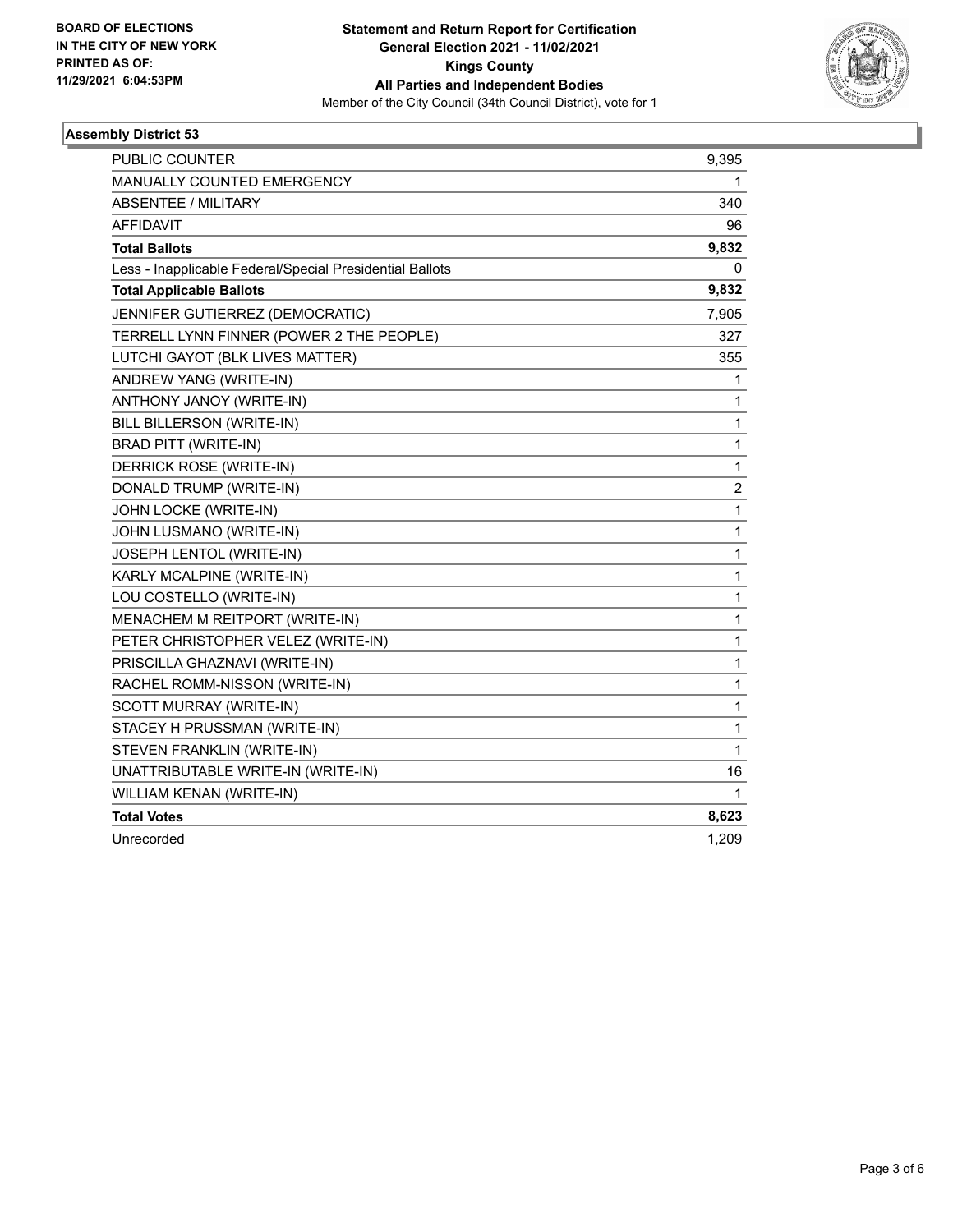**BOARD OF ELECTIONS IN THE CITY OF NEW YORK PRINTED AS OF: 11/29/2021 6:04:53PM**

**Statement and Return Report for Certification General Election 2021 - 11/02/2021 Kings County All Parties and Independent Bodies**

Member of the City Council (34th Council District), vote for 1

### Assembly District 53

| | |
|---|---|
| PUBLIC COUNTER | 9,395 |
| MANUALLY COUNTED EMERGENCY | 1 |
| ABSENTEE / MILITARY | 340 |
| AFFIDAVIT | 96 |
| **Total Ballots** | **9,832** |
| Less - Inapplicable Federal/Special Presidential Ballots | 0 |
| **Total Applicable Ballots** | **9,832** |
| JENNIFER GUTIERREZ (DEMOCRATIC) | 7,905 |
| TERRELL LYNN FINNER (POWER 2 THE PEOPLE) | 327 |
| LUTCHI GAYOT (BLK LIVES MATTER) | 355 |
| ANDREW YANG (WRITE-IN) | 1 |
| ANTHONY JANOY (WRITE-IN) | 1 |
| BILL BILLERSON (WRITE-IN) | 1 |
| BRAD PITT (WRITE-IN) | 1 |
| DERRICK ROSE (WRITE-IN) | 1 |
| DONALD TRUMP (WRITE-IN) | 2 |
| JOHN LOCKE (WRITE-IN) | 1 |
| JOHN LUSMANO (WRITE-IN) | 1 |
| JOSEPH LENTOL (WRITE-IN) | 1 |
| KARLY MCALPINE (WRITE-IN) | 1 |
| LOU COSTELLO (WRITE-IN) | 1 |
| MENACHEM M REITPORT (WRITE-IN) | 1 |
| PETER CHRISTOPHER VELEZ (WRITE-IN) | 1 |
| PRISCILLA GHAZNAVI (WRITE-IN) | 1 |
| RACHEL ROMM-NISSON (WRITE-IN) | 1 |
| SCOTT MURRAY (WRITE-IN) | 1 |
| STACEY H PRUSSMAN (WRITE-IN) | 1 |
| STEVEN FRANKLIN (WRITE-IN) | 1 |
| UNATTRIBUTABLE WRITE-IN (WRITE-IN) | 16 |
| WILLIAM KENAN (WRITE-IN) | 1 |
| **Total Votes** | **8,623** |
| Unrecorded | 1,209 |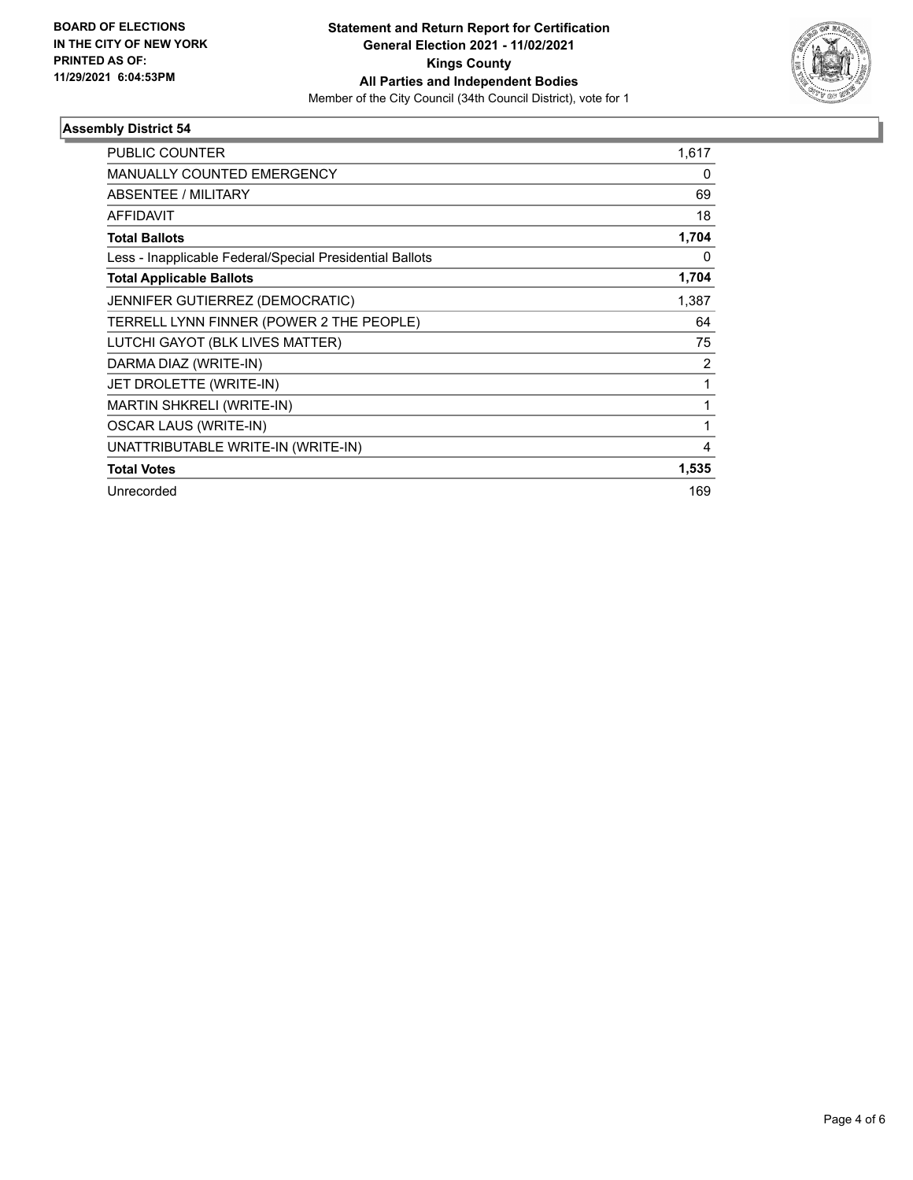**BOARD OF ELECTIONS IN THE CITY OF NEW YORK PRINTED AS OF: 11/29/2021 6:04:53PM**

**Statement and Return Report for Certification General Election 2021 - 11/02/2021 Kings County All Parties and Independent Bodies**

Member of the City Council (34th Council District), vote for 1

### Assembly District 54

| | |
|---|---|
| PUBLIC COUNTER | 1,617 |
| MANUALLY COUNTED EMERGENCY | 0 |
| ABSENTEE / MILITARY | 69 |
| AFFIDAVIT | 18 |
| **Total Ballots** | **1,704** |
| Less - Inapplicable Federal/Special Presidential Ballots | 0 |
| **Total Applicable Ballots** | **1,704** |
| JENNIFER GUTIERREZ (DEMOCRATIC) | 1,387 |
| TERRELL LYNN FINNER (POWER 2 THE PEOPLE) | 64 |
| LUTCHI GAYOT (BLK LIVES MATTER) | 75 |
| DARMA DIAZ (WRITE-IN) | 2 |
| JET DROLETTE (WRITE-IN) | 1 |
| MARTIN SHKRELI (WRITE-IN) | 1 |
| OSCAR LAUS (WRITE-IN) | 1 |
| UNATTRIBUTABLE WRITE-IN (WRITE-IN) | 4 |
| **Total Votes** | **1,535** |
| Unrecorded | 169 |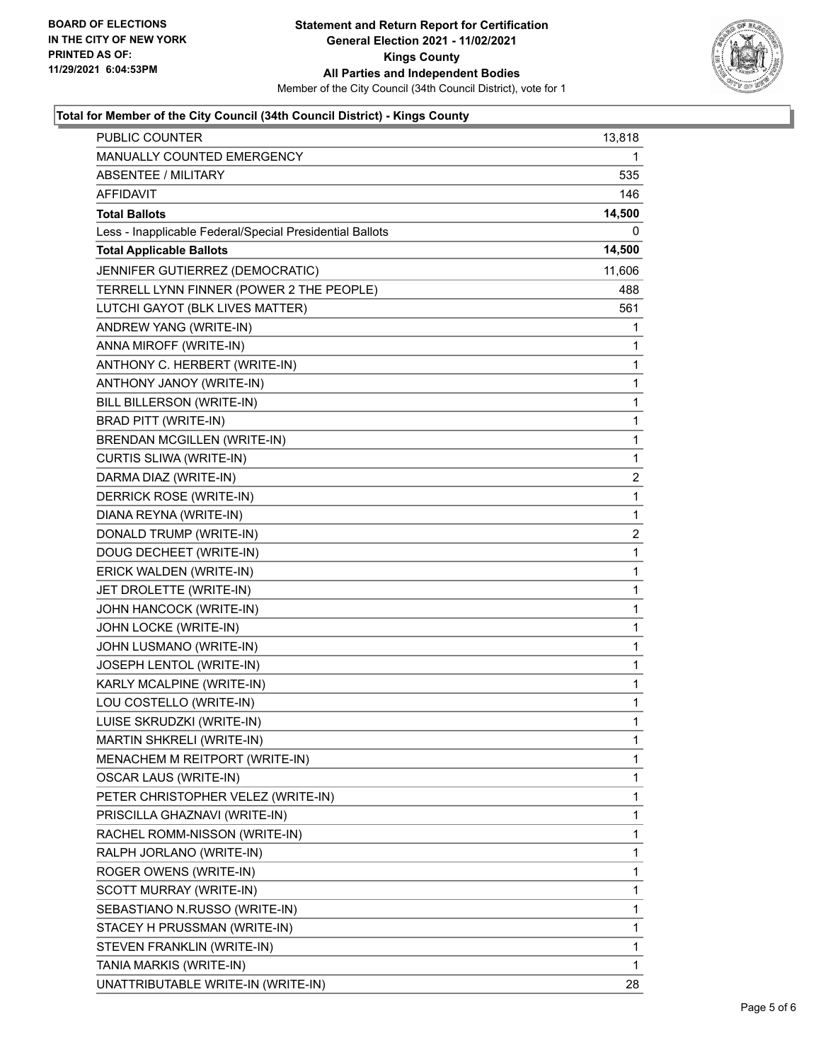**BOARD OF ELECTIONS IN THE CITY OF NEW YORK PRINTED AS OF: 11/29/2021 6:04:53PM**

**Statement and Return Report for Certification General Election 2021 - 11/02/2021 Kings County All Parties and Independent Bodies**

Member of the City Council (34th Council District), vote for 1

### Total for Member of the City Council (34th Council District) - Kings County

| | |
|---|---|
| PUBLIC COUNTER | 13,818 |
| MANUALLY COUNTED EMERGENCY | 1 |
| ABSENTEE / MILITARY | 535 |
| AFFIDAVIT | 146 |
| **Total Ballots** | **14,500** |
| Less - Inapplicable Federal/Special Presidential Ballots | 0 |
| **Total Applicable Ballots** | **14,500** |
| JENNIFER GUTIERREZ (DEMOCRATIC) | 11,606 |
| TERRELL LYNN FINNER (POWER 2 THE PEOPLE) | 488 |
| LUTCHI GAYOT (BLK LIVES MATTER) | 561 |
| ANDREW YANG (WRITE-IN) | 1 |
| ANNA MIROFF (WRITE-IN) | 1 |
| ANTHONY C. HERBERT (WRITE-IN) | 1 |
| ANTHONY JANOY (WRITE-IN) | 1 |
| BILL BILLERSON (WRITE-IN) | 1 |
| BRAD PITT (WRITE-IN) | 1 |
| BRENDAN MCGILLEN (WRITE-IN) | 1 |
| CURTIS SLIWA (WRITE-IN) | 1 |
| DARMA DIAZ (WRITE-IN) | 2 |
| DERRICK ROSE (WRITE-IN) | 1 |
| DIANA REYNA (WRITE-IN) | 1 |
| DONALD TRUMP (WRITE-IN) | 2 |
| DOUG DECHEET (WRITE-IN) | 1 |
| ERICK WALDEN (WRITE-IN) | 1 |
| JET DROLETTE (WRITE-IN) | 1 |
| JOHN HANCOCK (WRITE-IN) | 1 |
| JOHN LOCKE (WRITE-IN) | 1 |
| JOHN LUSMANO (WRITE-IN) | 1 |
| JOSEPH LENTOL (WRITE-IN) | 1 |
| KARLY MCALPINE (WRITE-IN) | 1 |
| LOU COSTELLO (WRITE-IN) | 1 |
| LUISE SKRUDZKI (WRITE-IN) | 1 |
| MARTIN SHKRELI (WRITE-IN) | 1 |
| MENACHEM M REITPORT (WRITE-IN) | 1 |
| OSCAR LAUS (WRITE-IN) | 1 |
| PETER CHRISTOPHER VELEZ (WRITE-IN) | 1 |
| PRISCILLA GHAZNAVI (WRITE-IN) | 1 |
| RACHEL ROMM-NISSON (WRITE-IN) | 1 |
| RALPH JORLANO (WRITE-IN) | 1 |
| ROGER OWENS (WRITE-IN) | 1 |
| SCOTT MURRAY (WRITE-IN) | 1 |
| SEBASTIANO N.RUSSO (WRITE-IN) | 1 |
| STACEY H PRUSSMAN (WRITE-IN) | 1 |
| STEVEN FRANKLIN (WRITE-IN) | 1 |
| TANIA MARKIS (WRITE-IN) | 1 |
| UNATTRIBUTABLE WRITE-IN (WRITE-IN) | 28 |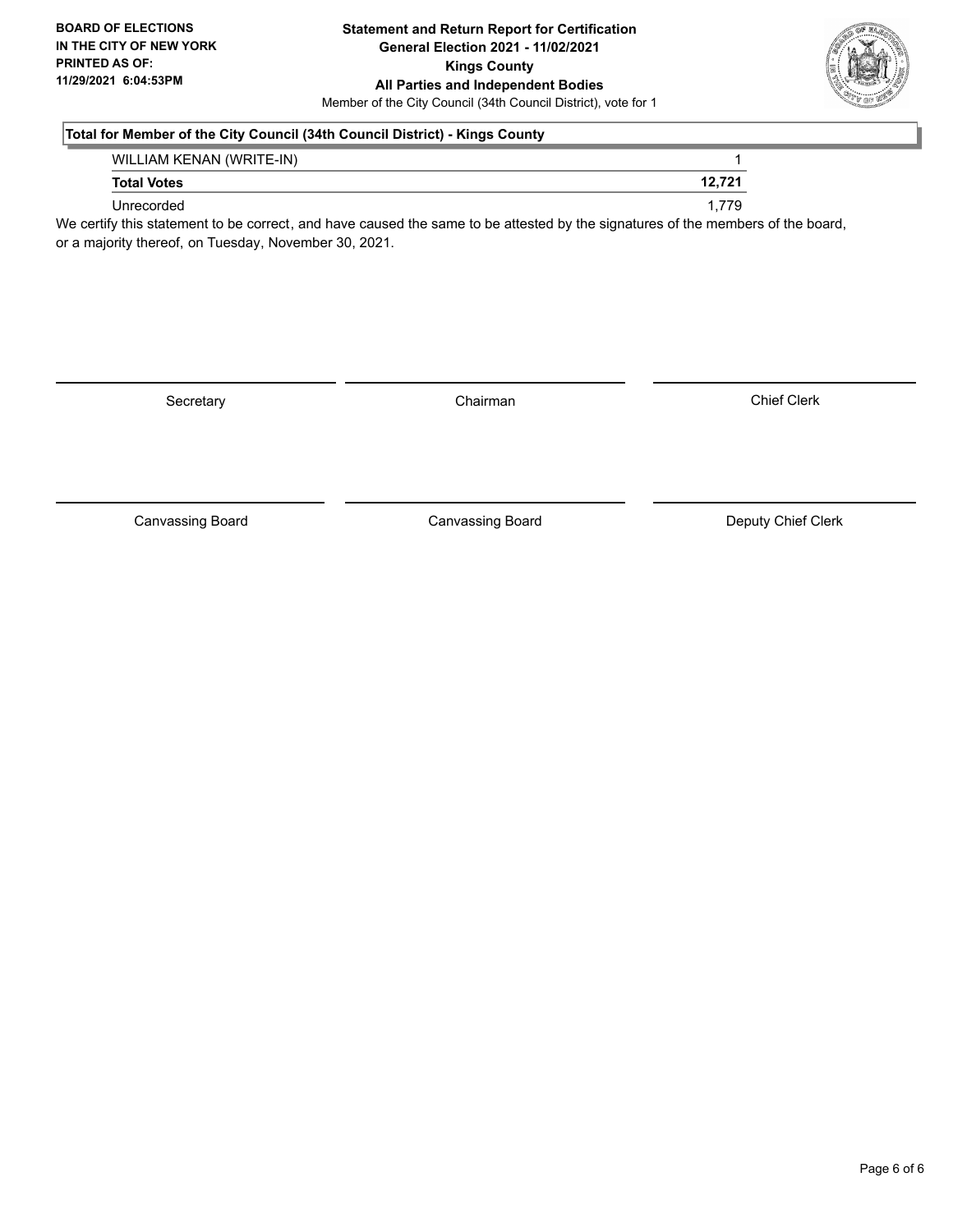**Total for Member of the City Council (34th Council District) - Kings County**

| | |
|---|---|
| WILLIAM KENAN (WRITE-IN) | 1 |
| **Total Votes** | **12,721** |
| Unrecorded | 1,779 |

We certify this statement to be correct, and have caused the same to be attested by the signatures of the members of the board, or a majority thereof, on Tuesday, November 30, 2021.

| | | |
|---|---|---|
| Secretary | Chairman | Chief Clerk |
| Canvassing Board | Canvassing Board | Deputy Chief Clerk |